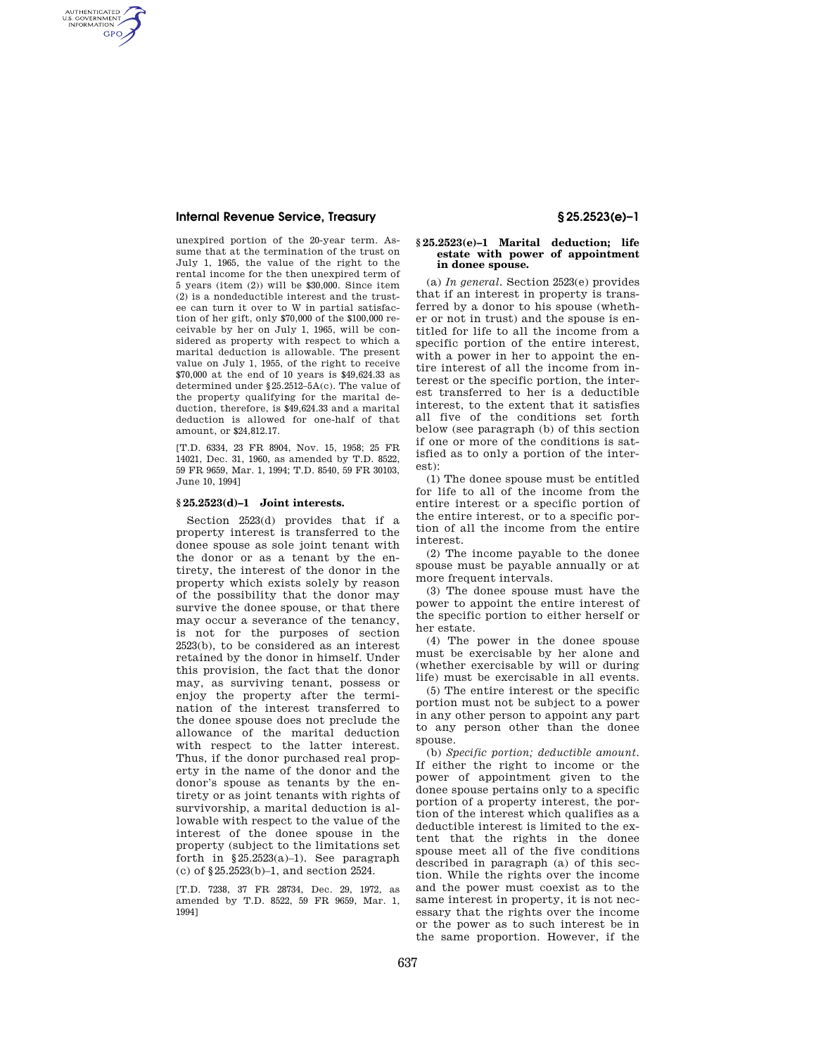unexpired portion of the 20-year term. Assume that at the termination of the trust on July 1, 1965, the value of the right to the rental income for the then unexpired term of 5 years (item (2)) will be $30,000. Since item (2) is a nondeductible interest and the trustee can turn it over to W in partial satisfaction of her gift, only $70,000 of the $100,000 receivable by her on July 1, 1965, will be considered as property with respect to which a marital deduction is allowable. The present value on July 1, 1955, of the right to receive $70,000 at the end of 10 years is $49,624.33 as determined under §25.2512–5A(c). The value of the property qualifying for the marital deduction, therefore, is $49,624.33 and a marital deduction is allowed for one-half of that amount, or $24,812.17.

[T.D. 6334, 23 FR 8904, Nov. 15, 1958; 25 FR 14021, Dec. 31, 1960, as amended by T.D. 8522, 59 FR 9659, Mar. 1, 1994; T.D. 8540, 59 FR 30103, June 10, 1994]

## §25.2523(d)–1 Joint interests.

Section 2523(d) provides that if a property interest is transferred to the donee spouse as sole joint tenant with the donor or as a tenant by the entirety, the interest of the donor in the property which exists solely by reason of the possibility that the donor may survive the donee spouse, or that there may occur a severance of the tenancy, is not for the purposes of section 2523(b), to be considered as an interest retained by the donor in himself. Under this provision, the fact that the donor may, as surviving tenant, possess or enjoy the property after the termination of the interest transferred to the donee spouse does not preclude the allowance of the marital deduction with respect to the latter interest. Thus, if the donor purchased real property in the name of the donor and the donor's spouse as tenants by the entirety or as joint tenants with rights of survivorship, a marital deduction is allowable with respect to the value of the interest of the donee spouse in the property (subject to the limitations set forth in §25.2523(a)–1). See paragraph (c) of §25.2523(b)–1, and section 2524.

[T.D. 7238, 37 FR 28734, Dec. 29, 1972, as amended by T.D. 8522, 59 FR 9659, Mar. 1, 1994]

## §25.2523(e)–1 Marital deduction; life estate with power of appointment in donee spouse.

(a) *In general.* Section 2523(e) provides that if an interest in property is transferred by a donor to his spouse (whether or not in trust) and the spouse is entitled for life to all the income from a specific portion of the entire interest, with a power in her to appoint the entire interest of all the income from interest or the specific portion, the interest transferred to her is a deductible interest, to the extent that it satisfies all five of the conditions set forth below (see paragraph (b) of this section if one or more of the conditions is satisfied as to only a portion of the interest):

(1) The donee spouse must be entitled for life to all of the income from the entire interest or a specific portion of the entire interest, or to a specific portion of all the income from the entire interest.

(2) The income payable to the donee spouse must be payable annually or at more frequent intervals.

(3) The donee spouse must have the power to appoint the entire interest of the specific portion to either herself or her estate.

(4) The power in the donee spouse must be exercisable by her alone and (whether exercisable by will or during life) must be exercisable in all events.

(5) The entire interest or the specific portion must not be subject to a power in any other person to appoint any part to any person other than the donee spouse.

(b) *Specific portion; deductible amount.* If either the right to income or the power of appointment given to the donee spouse pertains only to a specific portion of a property interest, the portion of the interest which qualifies as a deductible interest is limited to the extent that the rights in the donee spouse meet all of the five conditions described in paragraph (a) of this section. While the rights over the income and the power must coexist as to the same interest in property, it is not necessary that the rights over the income or the power as to such interest be in the same proportion. However, if the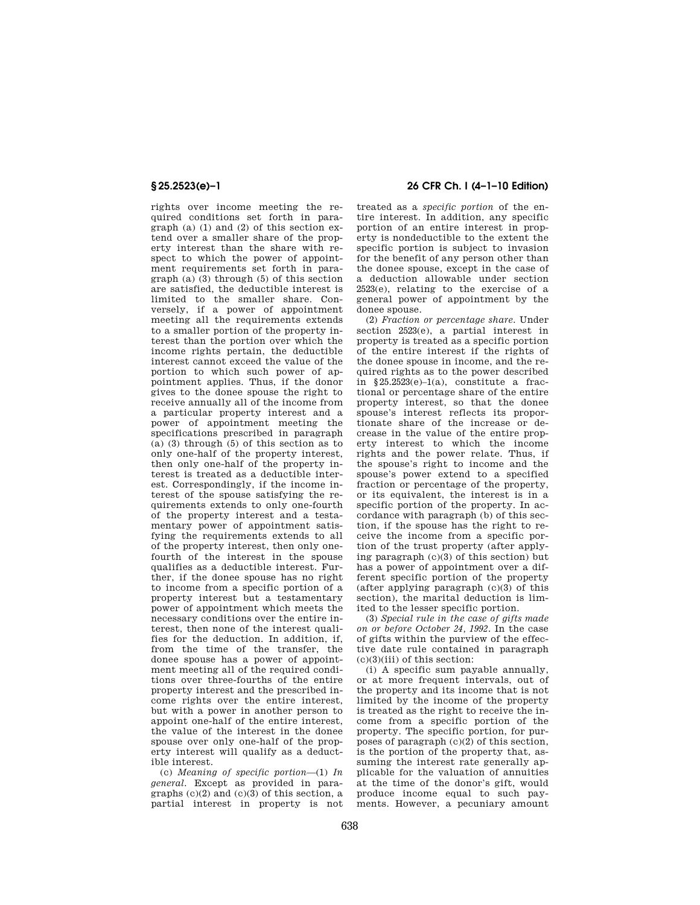rights over income meeting the required conditions set forth in paragraph (a) (1) and (2) of this section extend over a smaller share of the property interest than the share with respect to which the power of appointment requirements set forth in paragraph (a) (3) through (5) of this section are satisfied, the deductible interest is limited to the smaller share. Conversely, if a power of appointment meeting all the requirements extends to a smaller portion of the property interest than the portion over which the income rights pertain, the deductible interest cannot exceed the value of the portion to which such power of appointment applies. Thus, if the donor gives to the donee spouse the right to receive annually all of the income from a particular property interest and a power of appointment meeting the specifications prescribed in paragraph (a) (3) through (5) of this section as to only one-half of the property interest, then only one-half of the property interest is treated as a deductible interest. Correspondingly, if the income interest of the spouse satisfying the requirements extends to only one-fourth of the property interest and a testamentary power of appointment satisfying the requirements extends to all of the property interest, then only one-fourth of the interest in the spouse qualifies as a deductible interest. Further, if the donee spouse has no right to income from a specific portion of a property interest but a testamentary power of appointment which meets the necessary conditions over the entire interest, then none of the interest qualifies for the deduction. In addition, if, from the time of the transfer, the donee spouse has a power of appointment meeting all of the required conditions over three-fourths of the entire property interest and the prescribed income rights over the entire interest, but with a power in another person to appoint one-half of the entire interest, the value of the interest in the donee spouse over only one-half of the property interest will qualify as a deductible interest.

(c) *Meaning of specific portion*—(1) *In general.* Except as provided in paragraphs (c)(2) and (c)(3) of this section, a partial interest in property is not treated as a *specific portion* of the entire interest. In addition, any specific portion of an entire interest in property is nondeductible to the extent the specific portion is subject to invasion for the benefit of any person other than the donee spouse, except in the case of a deduction allowable under section 2523(e), relating to the exercise of a general power of appointment by the donee spouse.

(2) *Fraction or percentage share.* Under section 2523(e), a partial interest in property is treated as a specific portion of the entire interest if the rights of the donee spouse in income, and the required rights as to the power described in §25.2523(e)–1(a), constitute a fractional or percentage share of the entire property interest, so that the donee spouse's interest reflects its proportionate share of the increase or decrease in the value of the entire property interest to which the income rights and the power relate. Thus, if the spouse's right to income and the spouse's power extend to a specified fraction or percentage of the property, or its equivalent, the interest is in a specific portion of the property. In accordance with paragraph (b) of this section, if the spouse has the right to receive the income from a specific portion of the trust property (after applying paragraph (c)(3) of this section) but has a power of appointment over a different specific portion of the property (after applying paragraph (c)(3) of this section), the marital deduction is limited to the lesser specific portion.

(3) *Special rule in the case of gifts made on or before October 24, 1992.* In the case of gifts within the purview of the effective date rule contained in paragraph (c)(3)(iii) of this section:

(i) A specific sum payable annually, or at more frequent intervals, out of the property and its income that is not limited by the income of the property is treated as the right to receive the income from a specific portion of the property. The specific portion, for purposes of paragraph (c)(2) of this section, is the portion of the property that, assuming the interest rate generally applicable for the valuation of annuities at the time of the donor's gift, would produce income equal to such payments. However, a pecuniary amount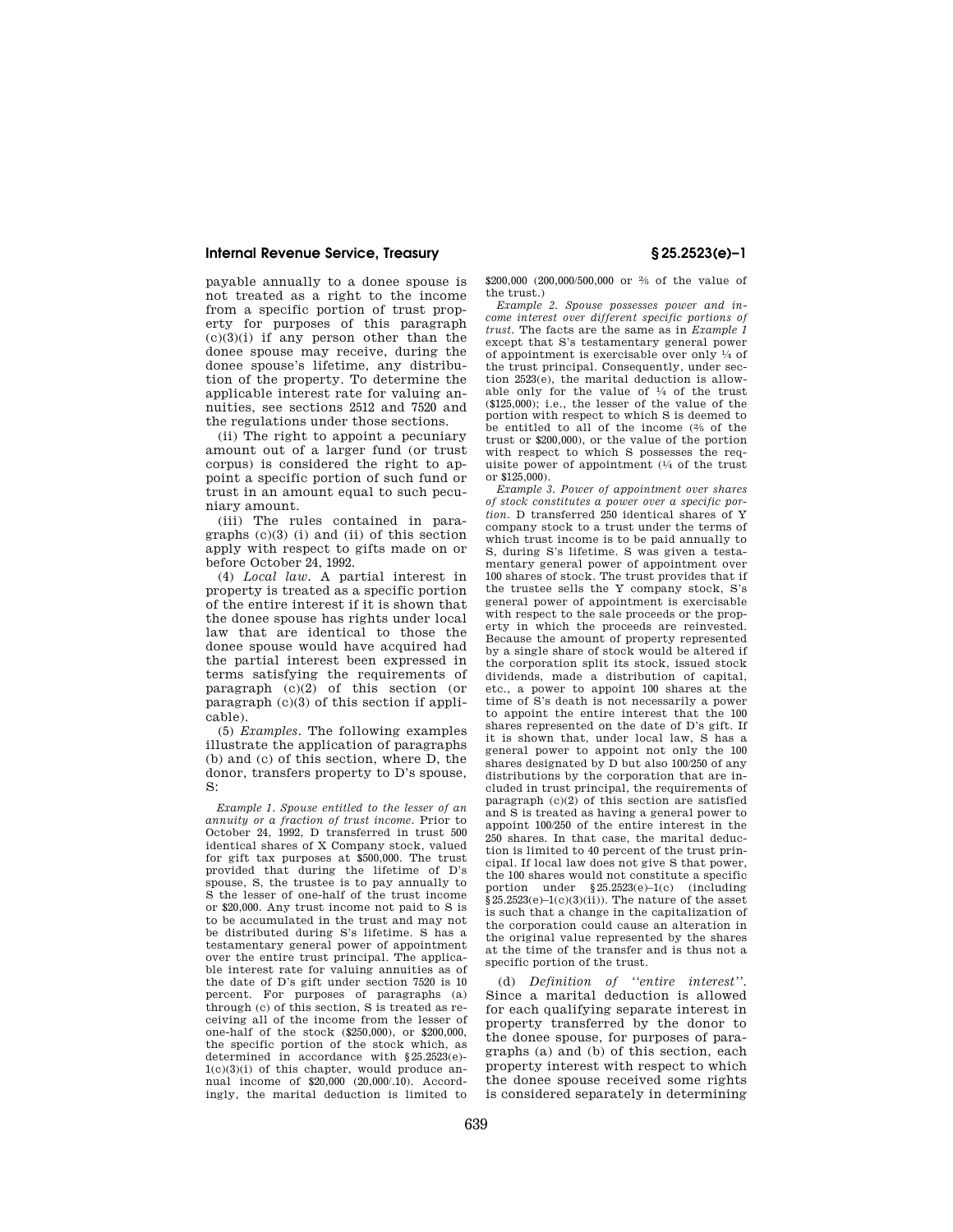payable annually to a donee spouse is not treated as a right to the income from a specific portion of trust property for purposes of this paragraph (c)(3)(i) if any person other than the donee spouse may receive, during the donee spouse's lifetime, any distribution of the property. To determine the applicable interest rate for valuing annuities, see sections 2512 and 7520 and the regulations under those sections.

(ii) The right to appoint a pecuniary amount out of a larger fund (or trust corpus) is considered the right to appoint a specific portion of such fund or trust in an amount equal to such pecuniary amount.

(iii) The rules contained in paragraphs (c)(3) (i) and (ii) of this section apply with respect to gifts made on or before October 24, 1992.

(4) *Local law*. A partial interest in property is treated as a specific portion of the entire interest if it is shown that the donee spouse has rights under local law that are identical to those the donee spouse would have acquired had the partial interest been expressed in terms satisfying the requirements of paragraph (c)(2) of this section (or paragraph (c)(3) of this section if applicable).

(5) *Examples*. The following examples illustrate the application of paragraphs (b) and (c) of this section, where D, the donor, transfers property to D's spouse, S:

*Example 1. Spouse entitled to the lesser of an annuity or a fraction of trust income*. Prior to October 24, 1992, D transferred in trust 500 identical shares of X Company stock, valued for gift tax purposes at $500,000. The trust provided that during the lifetime of D's spouse, S, the trustee is to pay annually to S the lesser of one-half of the trust income or $20,000. Any trust income not paid to S is to be accumulated in the trust and may not be distributed during S's lifetime. S has a testamentary general power of appointment over the entire trust principal. The applicable interest rate for valuing annuities as of the date of D's gift under section 7520 is 10 percent. For purposes of paragraphs (a) through (c) of this section, S is treated as receiving all of the income from the lesser of one-half of the stock ($250,000), or $200,000, the specific portion of the stock which, as determined in accordance with §25.2523(e)-1(c)(3)(i) of this chapter, would produce annual income of $20,000 (20,000/.10). Accordingly, the marital deduction is limited to $200,000 (200,000/500,000 or ⅖ of the value of the trust.)

*Example 2. Spouse possesses power and income interest over different specific portions of trust*. The facts are the same as in *Example 1* except that S's testamentary general power of appointment is exercisable over only ¼ of the trust principal. Consequently, under section 2523(e), the marital deduction is allowable only for the value of ¼ of the trust ($125,000); i.e., the lesser of the value of the portion with respect to which S is deemed to be entitled to all of the income (⅖ of the trust or $200,000), or the value of the portion with respect to which S possesses the requisite power of appointment (¼ of the trust or $125,000).

*Example 3. Power of appointment over shares of stock constitutes a power over a specific portion*. D transferred 250 identical shares of Y company stock to a trust under the terms of which trust income is to be paid annually to S, during S's lifetime. S was given a testamentary general power of appointment over 100 shares of stock. The trust provides that if the trustee sells the Y company stock, S's general power of appointment is exercisable with respect to the sale proceeds or the property in which the proceeds are reinvested. Because the amount of property represented by a single share of stock would be altered if the corporation split its stock, issued stock dividends, made a distribution of capital, etc., a power to appoint 100 shares at the time of S's death is not necessarily a power to appoint the entire interest that the 100 shares represented on the date of D's gift. If it is shown that, under local law, S has a general power to appoint not only the 100 shares designated by D but also 100/250 of any distributions by the corporation that are included in trust principal, the requirements of paragraph (c)(2) of this section are satisfied and S is treated as having a general power to appoint 100/250 of the entire interest in the 250 shares. In that case, the marital deduction is limited to 40 percent of the trust principal. If local law does not give S that power, the 100 shares would not constitute a specific portion under §25.2523(e)-1(c) (including §25.2523(e)-1(c)(3)(ii)). The nature of the asset is such that a change in the capitalization of the corporation could cause an alteration in the original value represented by the shares at the time of the transfer and is thus not a specific portion of the trust.

(d) *Definition of "entire interest"*. Since a marital deduction is allowed for each qualifying separate interest in property transferred by the donor to the donee spouse, for purposes of paragraphs (a) and (b) of this section, each property interest with respect to which the donee spouse received some rights is considered separately in determining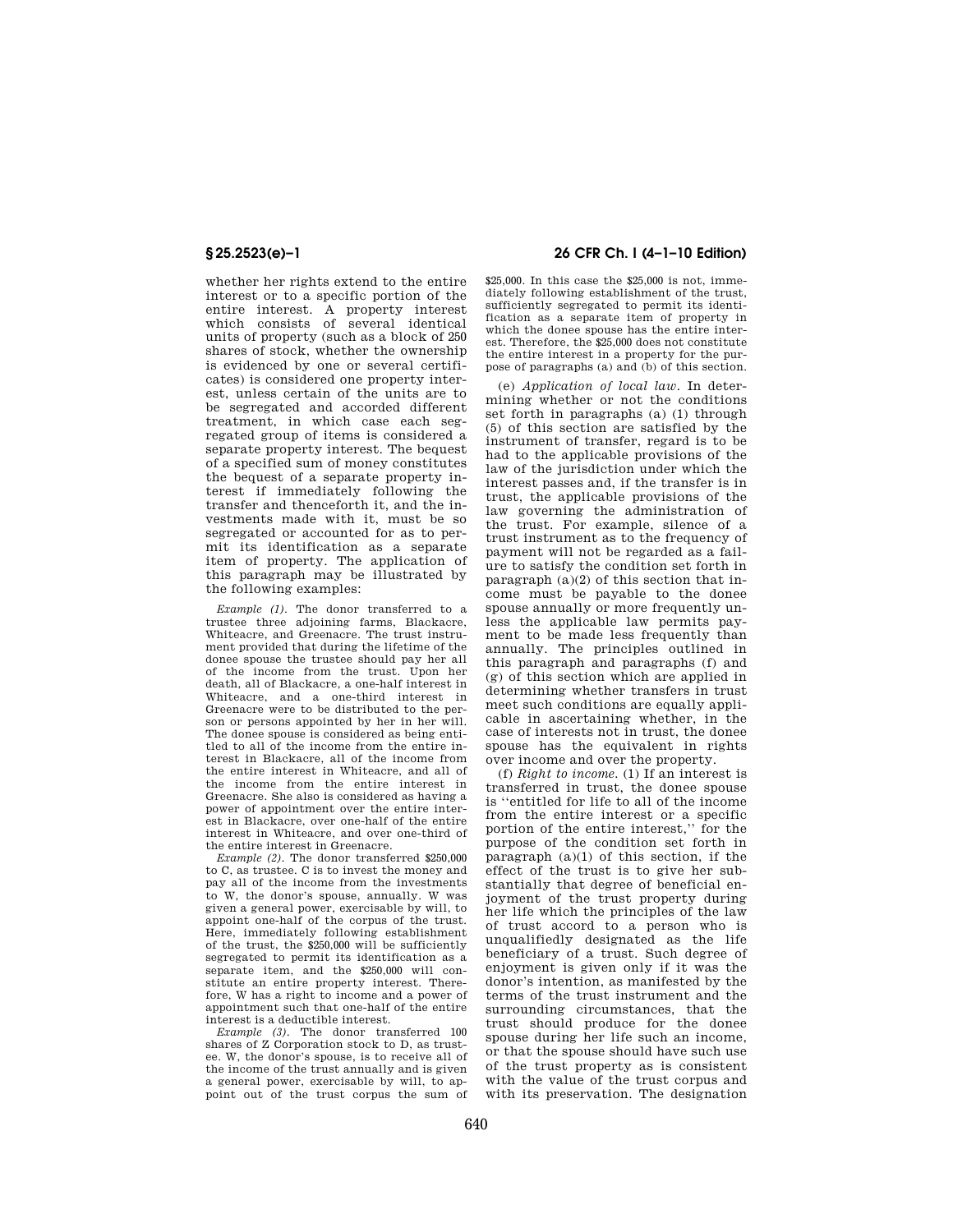whether her rights extend to the entire interest or to a specific portion of the entire interest. A property interest which consists of several identical units of property (such as a block of 250 shares of stock, whether the ownership is evidenced by one or several certificates) is considered one property interest, unless certain of the units are to be segregated and accorded different treatment, in which case each segregated group of items is considered a separate property interest. The bequest of a specified sum of money constitutes the bequest of a separate property interest if immediately following the transfer and thenceforth it, and the investments made with it, must be so segregated or accounted for as to permit its identification as a separate item of property. The application of this paragraph may be illustrated by the following examples:

*Example (1).* The donor transferred to a trustee three adjoining farms, Blackacre, Whiteacre, and Greenacre. The trust instrument provided that during the lifetime of the donee spouse the trustee should pay her all of the income from the trust. Upon her death, all of Blackacre, a one-half interest in Whiteacre, and a one-third interest in Greenacre were to be distributed to the person or persons appointed by her in her will. The donee spouse is considered as being entitled to all of the income from the entire interest in Blackacre, all of the income from the entire interest in Whiteacre, and all of the income from the entire interest in Greenacre. She also is considered as having a power of appointment over the entire interest in Blackacre, over one-half of the entire interest in Whiteacre, and over one-third of the entire interest in Greenacre.

*Example (2).* The donor transferred $250,000 to C, as trustee. C is to invest the money and pay all of the income from the investments to W, the donor's spouse, annually. W was given a general power, exercisable by will, to appoint one-half of the corpus of the trust. Here, immediately following establishment of the trust, the $250,000 will be sufficiently segregated to permit its identification as a separate item, and the $250,000 will constitute an entire property interest. Therefore, W has a right to income and a power of appointment such that one-half of the entire interest is a deductible interest.

*Example (3).* The donor transferred 100 shares of Z Corporation stock to D, as trustee. W, the donor's spouse, is to receive all of the income of the trust annually and is given a general power, exercisable by will, to appoint out of the trust corpus the sum of $25,000. In this case the $25,000 is not, immediately following establishment of the trust, sufficiently segregated to permit its identification as a separate item of property in which the donee spouse has the entire interest. Therefore, the $25,000 does not constitute the entire interest in a property for the purpose of paragraphs (a) and (b) of this section.

(e) *Application of local law.* In determining whether or not the conditions set forth in paragraphs (a) (1) through (5) of this section are satisfied by the instrument of transfer, regard is to be had to the applicable provisions of the law of the jurisdiction under which the interest passes and, if the transfer is in trust, the applicable provisions of the law governing the administration of the trust. For example, silence of a trust instrument as to the frequency of payment will not be regarded as a failure to satisfy the condition set forth in paragraph (a)(2) of this section that income must be payable to the donee spouse annually or more frequently unless the applicable law permits payment to be made less frequently than annually. The principles outlined in this paragraph and paragraphs (f) and (g) of this section which are applied in determining whether transfers in trust meet such conditions are equally applicable in ascertaining whether, in the case of interests not in trust, the donee spouse has the equivalent in rights over income and over the property.

(f) *Right to income.* (1) If an interest is transferred in trust, the donee spouse is "entitled for life to all of the income from the entire interest or a specific portion of the entire interest," for the purpose of the condition set forth in paragraph (a)(1) of this section, if the effect of the trust is to give her substantially that degree of beneficial enjoyment of the trust property during her life which the principles of the law of trust accord to a person who is unqualifiedly designated as the life beneficiary of a trust. Such degree of enjoyment is given only if it was the donor's intention, as manifested by the terms of the trust instrument and the surrounding circumstances, that the trust should produce for the donee spouse during her life such an income, or that the spouse should have such use of the trust property as is consistent with the value of the trust corpus and with its preservation. The designation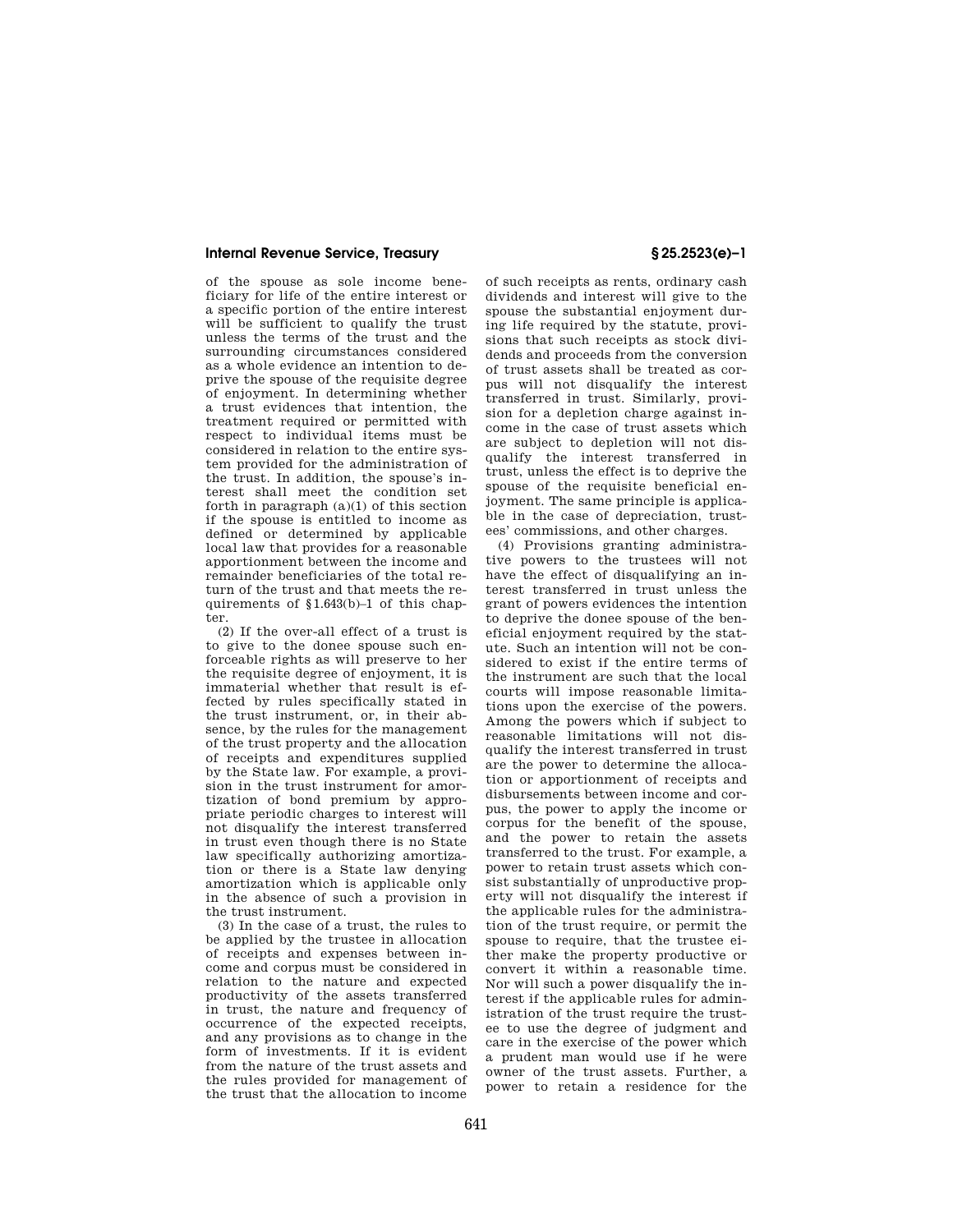of the spouse as sole income beneficiary for life of the entire interest or a specific portion of the entire interest will be sufficient to qualify the trust unless the terms of the trust and the surrounding circumstances considered as a whole evidence an intention to deprive the spouse of the requisite degree of enjoyment. In determining whether a trust evidences that intention, the treatment required or permitted with respect to individual items must be considered in relation to the entire system provided for the administration of the trust. In addition, the spouse's interest shall meet the condition set forth in paragraph (a)(1) of this section if the spouse is entitled to income as defined or determined by applicable local law that provides for a reasonable apportionment between the income and remainder beneficiaries of the total return of the trust and that meets the requirements of §1.643(b)–1 of this chapter.

(2) If the over-all effect of a trust is to give to the donee spouse such enforceable rights as will preserve to her the requisite degree of enjoyment, it is immaterial whether that result is effected by rules specifically stated in the trust instrument, or, in their absence, by the rules for the management of the trust property and the allocation of receipts and expenditures supplied by the State law. For example, a provision in the trust instrument for amortization of bond premium by appropriate periodic charges to interest will not disqualify the interest transferred in trust even though there is no State law specifically authorizing amortization or there is a State law denying amortization which is applicable only in the absence of such a provision in the trust instrument.

(3) In the case of a trust, the rules to be applied by the trustee in allocation of receipts and expenses between income and corpus must be considered in relation to the nature and expected productivity of the assets transferred in trust, the nature and frequency of occurrence of the expected receipts, and any provisions as to change in the form of investments. If it is evident from the nature of the trust assets and the rules provided for management of the trust that the allocation to income of such receipts as rents, ordinary cash dividends and interest will give to the spouse the substantial enjoyment during life required by the statute, provisions that such receipts as stock dividends and proceeds from the conversion of trust assets shall be treated as corpus will not disqualify the interest transferred in trust. Similarly, provision for a depletion charge against income in the case of trust assets which are subject to depletion will not disqualify the interest transferred in trust, unless the effect is to deprive the spouse of the requisite beneficial enjoyment. The same principle is applicable in the case of depreciation, trustees' commissions, and other charges.

(4) Provisions granting administrative powers to the trustees will not have the effect of disqualifying an interest transferred in trust unless the grant of powers evidences the intention to deprive the donee spouse of the beneficial enjoyment required by the statute. Such an intention will not be considered to exist if the entire terms of the instrument are such that the local courts will impose reasonable limitations upon the exercise of the powers. Among the powers which if subject to reasonable limitations will not disqualify the interest transferred in trust are the power to determine the allocation or apportionment of receipts and disbursements between income and corpus, the power to apply the income or corpus for the benefit of the spouse, and the power to retain the assets transferred to the trust. For example, a power to retain trust assets which consist substantially of unproductive property will not disqualify the interest if the applicable rules for the administration of the trust require, or permit the spouse to require, that the trustee either make the property productive or convert it within a reasonable time. Nor will such a power disqualify the interest if the applicable rules for administration of the trust require the trustee to use the degree of judgment and care in the exercise of the power which a prudent man would use if he were owner of the trust assets. Further, a power to retain a residence for the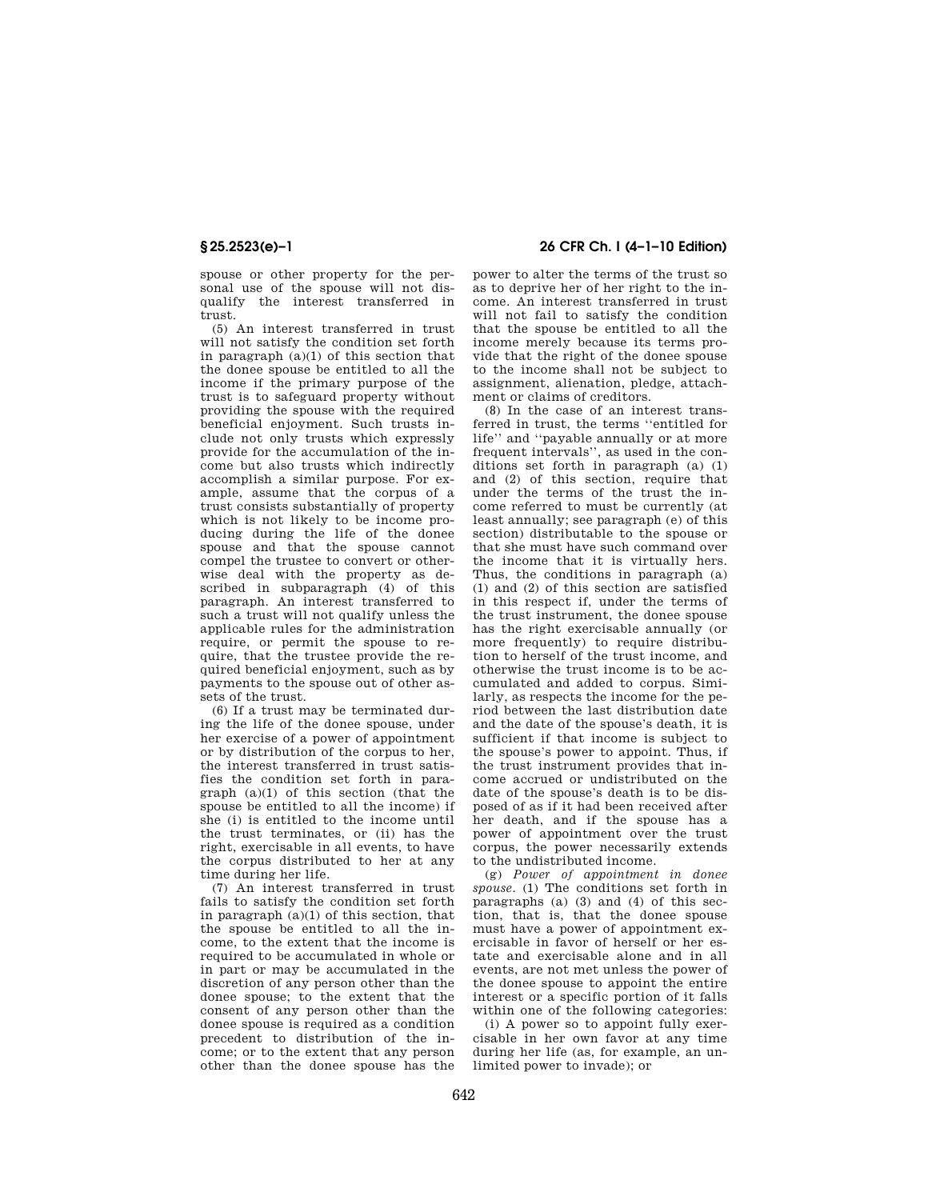spouse or other property for the personal use of the spouse will not disqualify the interest transferred in trust.

(5) An interest transferred in trust will not satisfy the condition set forth in paragraph (a)(1) of this section that the donee spouse be entitled to all the income if the primary purpose of the trust is to safeguard property without providing the spouse with the required beneficial enjoyment. Such trusts include not only trusts which expressly provide for the accumulation of the income but also trusts which indirectly accomplish a similar purpose. For example, assume that the corpus of a trust consists substantially of property which is not likely to be income producing during the life of the donee spouse and that the spouse cannot compel the trustee to convert or otherwise deal with the property as described in subparagraph (4) of this paragraph. An interest transferred to such a trust will not qualify unless the applicable rules for the administration require, or permit the spouse to require, that the trustee provide the required beneficial enjoyment, such as by payments to the spouse out of other assets of the trust.

(6) If a trust may be terminated during the life of the donee spouse, under her exercise of a power of appointment or by distribution of the corpus to her, the interest transferred in trust satisfies the condition set forth in paragraph (a)(1) of this section (that the spouse be entitled to all the income) if she (i) is entitled to the income until the trust terminates, or (ii) has the right, exercisable in all events, to have the corpus distributed to her at any time during her life.

(7) An interest transferred in trust fails to satisfy the condition set forth in paragraph (a)(1) of this section, that the spouse be entitled to all the income, to the extent that the income is required to be accumulated in whole or in part or may be accumulated in the discretion of any person other than the donee spouse; to the extent that the consent of any person other than the donee spouse is required as a condition precedent to distribution of the income; or to the extent that any person other than the donee spouse has the power to alter the terms of the trust so as to deprive her of her right to the income. An interest transferred in trust will not fail to satisfy the condition that the spouse be entitled to all the income merely because its terms provide that the right of the donee spouse to the income shall not be subject to assignment, alienation, pledge, attachment or claims of creditors.

(8) In the case of an interest transferred in trust, the terms "entitled for life" and "payable annually or at more frequent intervals", as used in the conditions set forth in paragraph (a) (1) and (2) of this section, require that under the terms of the trust the income referred to must be currently (at least annually; see paragraph (e) of this section) distributable to the spouse or that she must have such command over the income that it is virtually hers. Thus, the conditions in paragraph (a) (1) and (2) of this section are satisfied in this respect if, under the terms of the trust instrument, the donee spouse has the right exercisable annually (or more frequently) to require distribution to herself of the trust income, and otherwise the trust income is to be accumulated and added to corpus. Similarly, as respects the income for the period between the last distribution date and the date of the spouse's death, it is sufficient if that income is subject to the spouse's power to appoint. Thus, if the trust instrument provides that income accrued or undistributed on the date of the spouse's death is to be disposed of as if it had been received after her death, and if the spouse has a power of appointment over the trust corpus, the power necessarily extends to the undistributed income.

(g) *Power of appointment in donee spouse.* (1) The conditions set forth in paragraphs (a) (3) and (4) of this section, that is, that the donee spouse must have a power of appointment exercisable in favor of herself or her estate and exercisable alone and in all events, are not met unless the power of the donee spouse to appoint the entire interest or a specific portion of it falls within one of the following categories:

(i) A power so to appoint fully exercisable in her own favor at any time during her life (as, for example, an unlimited power to invade); or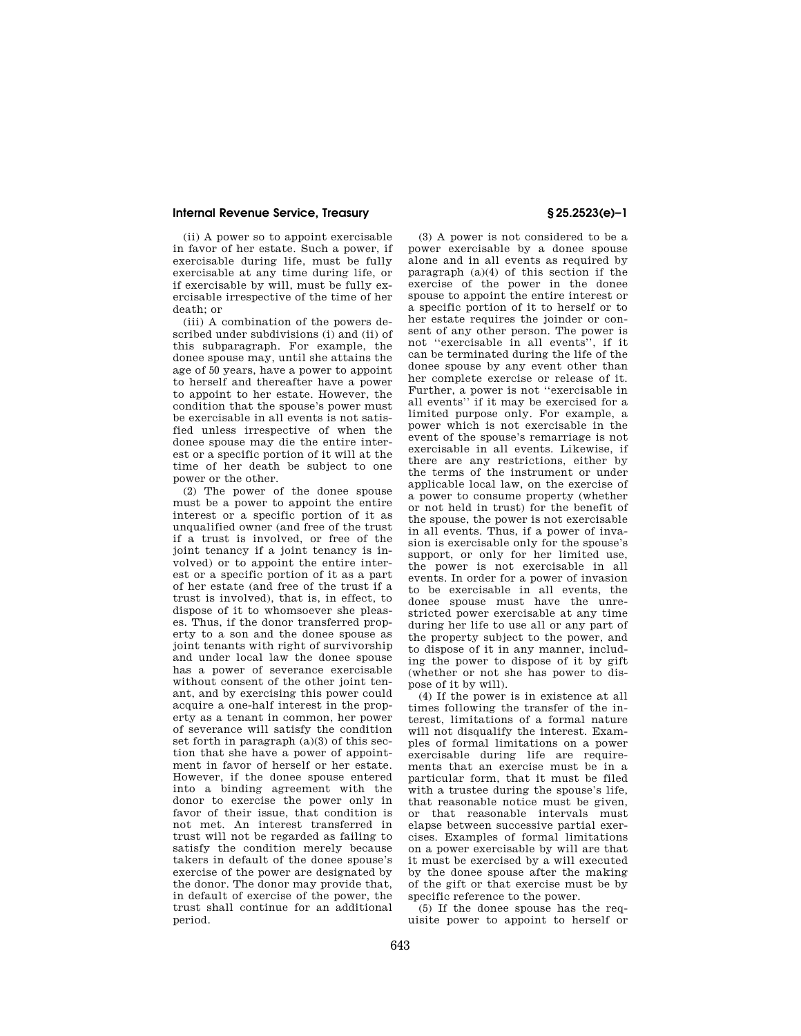(ii) A power so to appoint exercisable in favor of her estate. Such a power, if exercisable during life, must be fully exercisable at any time during life, or if exercisable by will, must be fully exercisable irrespective of the time of her death; or

(iii) A combination of the powers described under subdivisions (i) and (ii) of this subparagraph. For example, the donee spouse may, until she attains the age of 50 years, have a power to appoint to herself and thereafter have a power to appoint to her estate. However, the condition that the spouse's power must be exercisable in all events is not satisfied unless irrespective of when the donee spouse may die the entire interest or a specific portion of it will at the time of her death be subject to one power or the other.

(2) The power of the donee spouse must be a power to appoint the entire interest or a specific portion of it as unqualified owner (and free of the trust if a trust is involved, or free of the joint tenancy if a joint tenancy is involved) or to appoint the entire interest or a specific portion of it as a part of her estate (and free of the trust if a trust is involved), that is, in effect, to dispose of it to whomsoever she pleases. Thus, if the donor transferred property to a son and the donee spouse as joint tenants with right of survivorship and under local law the donee spouse has a power of severance exercisable without consent of the other joint tenant, and by exercising this power could acquire a one-half interest in the property as a tenant in common, her power of severance will satisfy the condition set forth in paragraph (a)(3) of this section that she have a power of appointment in favor of herself or her estate. However, if the donee spouse entered into a binding agreement with the donor to exercise the power only in favor of their issue, that condition is not met. An interest transferred in trust will not be regarded as failing to satisfy the condition merely because takers in default of the donee spouse's exercise of the power are designated by the donor. The donor may provide that, in default of exercise of the power, the trust shall continue for an additional period.

(3) A power is not considered to be a power exercisable by a donee spouse alone and in all events as required by paragraph (a)(4) of this section if the exercise of the power in the donee spouse to appoint the entire interest or a specific portion of it to herself or to her estate requires the joinder or consent of any other person. The power is not "exercisable in all events", if it can be terminated during the life of the donee spouse by any event other than her complete exercise or release of it. Further, a power is not "exercisable in all events" if it may be exercised for a limited purpose only. For example, a power which is not exercisable in the event of the spouse's remarriage is not exercisable in all events. Likewise, if there are any restrictions, either by the terms of the instrument or under applicable local law, on the exercise of a power to consume property (whether or not held in trust) for the benefit of the spouse, the power is not exercisable in all events. Thus, if a power of invasion is exercisable only for the spouse's support, or only for her limited use, the power is not exercisable in all events. In order for a power of invasion to be exercisable in all events, the donee spouse must have the unrestricted power exercisable at any time during her life to use all or any part of the property subject to the power, and to dispose of it in any manner, including the power to dispose of it by gift (whether or not she has power to dispose of it by will).

(4) If the power is in existence at all times following the transfer of the interest, limitations of a formal nature will not disqualify the interest. Examples of formal limitations on a power exercisable during life are requirements that an exercise must be in a particular form, that it must be filed with a trustee during the spouse's life, that reasonable notice must be given, or that reasonable intervals must elapse between successive partial exercises. Examples of formal limitations on a power exercisable by will are that it must be exercised by a will executed by the donee spouse after the making of the gift or that exercise must be by specific reference to the power.

(5) If the donee spouse has the requisite power to appoint to herself or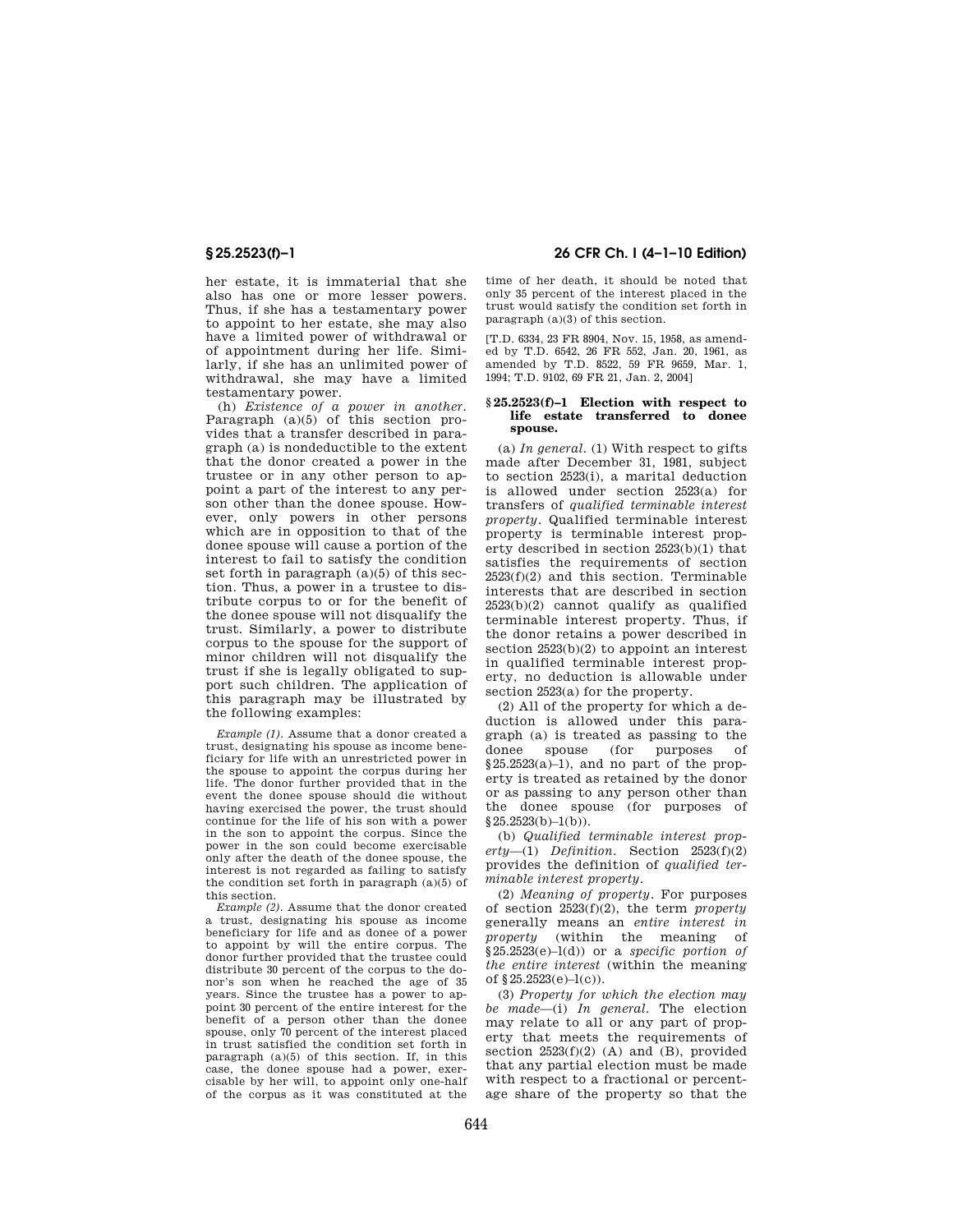her estate, it is immaterial that she also has one or more lesser powers. Thus, if she has a testamentary power to appoint to her estate, she may also have a limited power of withdrawal or of appointment during her life. Similarly, if she has an unlimited power of withdrawal, she may have a limited testamentary power.

(h) *Existence of a power in another.* Paragraph (a)(5) of this section provides that a transfer described in paragraph (a) is nondeductible to the extent that the donor created a power in the trustee or in any other person to appoint a part of the interest to any person other than the donee spouse. However, only powers in other persons which are in opposition to that of the donee spouse will cause a portion of the interest to fail to satisfy the condition set forth in paragraph (a)(5) of this section. Thus, a power in a trustee to distribute corpus to or for the benefit of the donee spouse will not disqualify the trust. Similarly, a power to distribute corpus to the spouse for the support of minor children will not disqualify the trust if she is legally obligated to support such children. The application of this paragraph may be illustrated by the following examples:

*Example (1).* Assume that a donor created a trust, designating his spouse as income beneficiary for life with an unrestricted power in the spouse to appoint the corpus during her life. The donor further provided that in the event the donee spouse should die without having exercised the power, the trust should continue for the life of his son with a power in the son to appoint the corpus. Since the power in the son could become exercisable only after the death of the donee spouse, the interest is not regarded as failing to satisfy the condition set forth in paragraph (a)(5) of this section.

*Example (2).* Assume that the donor created a trust, designating his spouse as income beneficiary for life and as donee of a power to appoint by will the entire corpus. The donor further provided that the trustee could distribute 30 percent of the corpus to the donor's son when he reached the age of 35 years. Since the trustee has a power to appoint 30 percent of the entire interest for the benefit of a person other than the donee spouse, only 70 percent of the interest placed in trust satisfied the condition set forth in paragraph (a)(5) of this section. If, in this case, the donee spouse had a power, exercisable by her will, to appoint only one-half of the corpus as it was constituted at the time of her death, it should be noted that only 35 percent of the interest placed in the trust would satisfy the condition set forth in paragraph (a)(3) of this section.

[T.D. 6334, 23 FR 8904, Nov. 15, 1958, as amended by T.D. 6542, 26 FR 552, Jan. 20, 1961, as amended by T.D. 8522, 59 FR 9659, Mar. 1, 1994; T.D. 9102, 69 FR 21, Jan. 2, 2004]

### § 25.2523(f)–1 Election with respect to life estate transferred to donee spouse.

(a) *In general.* (1) With respect to gifts made after December 31, 1981, subject to section 2523(i), a marital deduction is allowed under section 2523(a) for transfers of *qualified terminable interest property*. Qualified terminable interest property is terminable interest property described in section 2523(b)(1) that satisfies the requirements of section 2523(f)(2) and this section. Terminable interests that are described in section 2523(b)(2) cannot qualify as qualified terminable interest property. Thus, if the donor retains a power described in section 2523(b)(2) to appoint an interest in qualified terminable interest property, no deduction is allowable under section 2523(a) for the property.

(2) All of the property for which a deduction is allowed under this paragraph (a) is treated as passing to the donee spouse (for purposes of §25.2523(a)–1), and no part of the property is treated as retained by the donor or as passing to any person other than the donee spouse (for purposes of §25.2523(b)–1(b)).

(b) *Qualified terminable interest property*—(1) *Definition.* Section 2523(f)(2) provides the definition of *qualified terminable interest property*.

(2) *Meaning of property.* For purposes of section 2523(f)(2), the term *property* generally means an *entire interest in property* (within the meaning of §25.2523(e)–1(d)) or a *specific portion of the entire interest* (within the meaning of §25.2523(e)–1(c)).

(3) *Property for which the election may be made*—(i) *In general.* The election may relate to all or any part of property that meets the requirements of section 2523(f)(2) (A) and (B), provided that any partial election must be made with respect to a fractional or percentage share of the property so that the